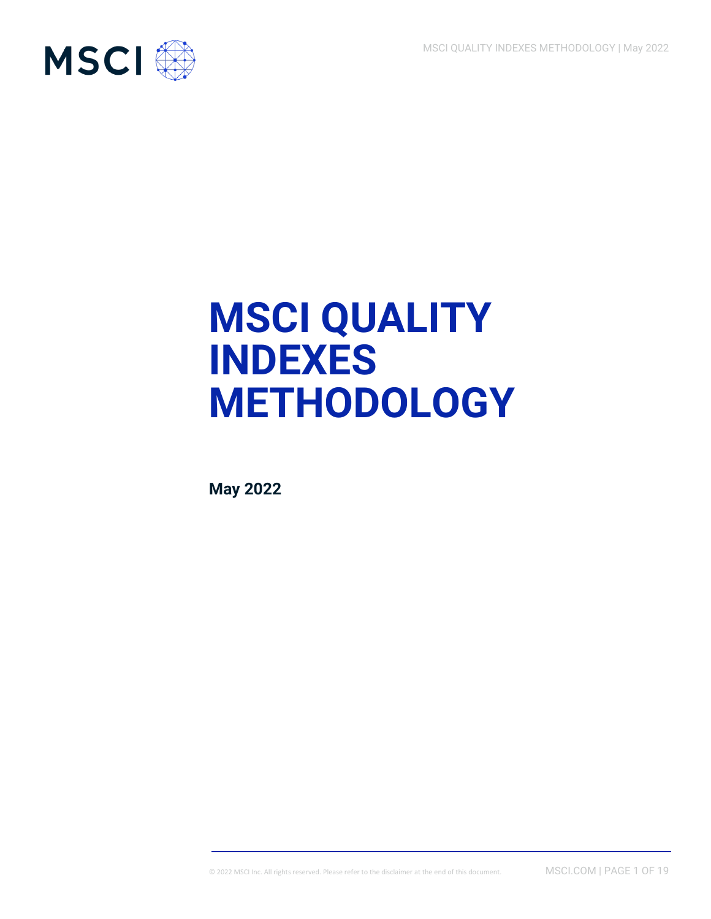# MSCI QUALITY INDEXES METHODOLOGY

**May 2022**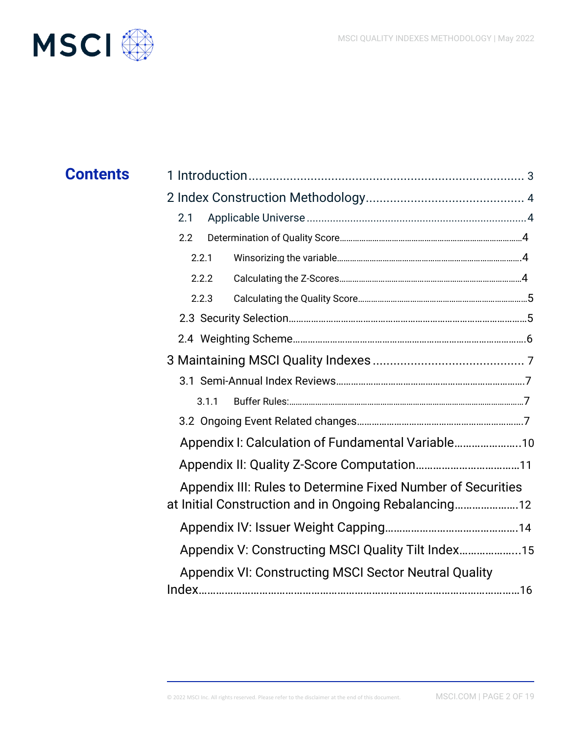# Contents

1 Introduction ........................................................................ 3

2 Index Construction Methodology ............................................. 4

- 2.1 Applicable Universe ........................................................... 4
- 2.2 Determination of Quality Score ............................................. 4
  - 2.2.1 Winsorizing the variable ................................................ 4
  - 2.2.2 Calculating the Z-Scores ................................................ 4
  - 2.2.3 Calculating the Quality Score .......................................... 5
- 2.3 Security Selection ............................................................. 5
- 2.4 Weighting Scheme .............................................................. 6

3 Maintaining MSCI Quality Indexes ............................................ 7

- 3.1 Semi-Annual Index Reviews .................................................. 7
  - 3.1.1 Buffer Rules: ................................................................ 7
- 3.2 Ongoing Event Related changes ............................................. 7

Appendix I: Calculation of Fundamental Variable ............................ 10

Appendix II: Quality Z-Score Computation ...................................... 11

Appendix III: Rules to Determine Fixed Number of Securities at Initial Construction and in Ongoing Rebalancing ............................ 12

Appendix IV: Issuer Weight Capping ............................................. 14

Appendix V: Constructing MSCI Quality Tilt Index ........................... 15

Appendix VI: Constructing MSCI Sector Neutral Quality Index .......... 16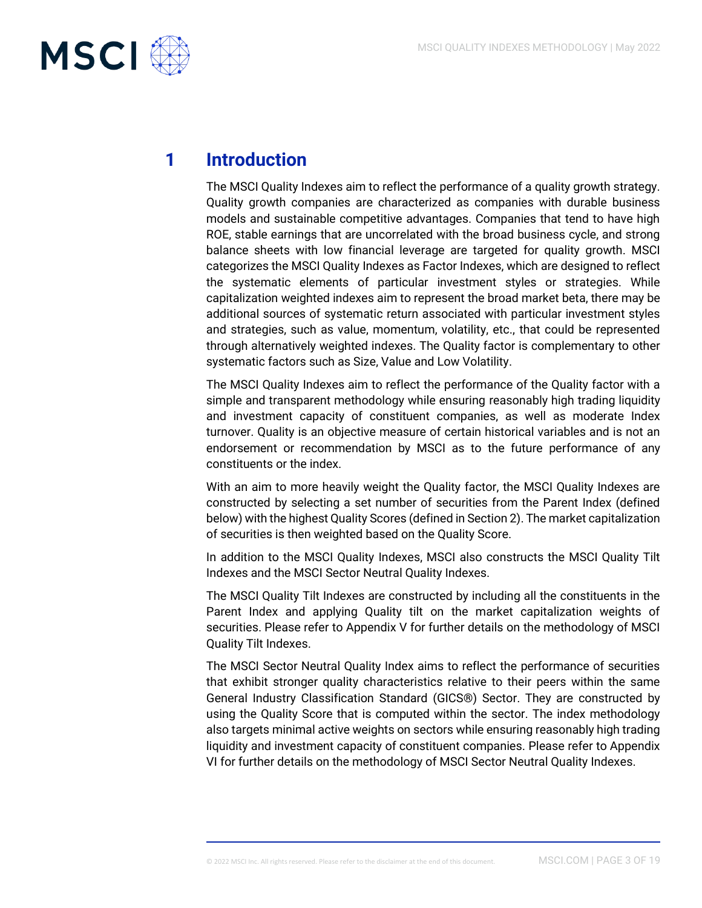# 1 Introduction

The MSCI Quality Indexes aim to reflect the performance of a quality growth strategy. Quality growth companies are characterized as companies with durable business models and sustainable competitive advantages. Companies that tend to have high ROE, stable earnings that are uncorrelated with the broad business cycle, and strong balance sheets with low financial leverage are targeted for quality growth. MSCI categorizes the MSCI Quality Indexes as Factor Indexes, which are designed to reflect the systematic elements of particular investment styles or strategies. While capitalization weighted indexes aim to represent the broad market beta, there may be additional sources of systematic return associated with particular investment styles and strategies, such as value, momentum, volatility, etc., that could be represented through alternatively weighted indexes. The Quality factor is complementary to other systematic factors such as Size, Value and Low Volatility.

The MSCI Quality Indexes aim to reflect the performance of the Quality factor with a simple and transparent methodology while ensuring reasonably high trading liquidity and investment capacity of constituent companies, as well as moderate Index turnover. Quality is an objective measure of certain historical variables and is not an endorsement or recommendation by MSCI as to the future performance of any constituents or the index.

With an aim to more heavily weight the Quality factor, the MSCI Quality Indexes are constructed by selecting a set number of securities from the Parent Index (defined below) with the highest Quality Scores (defined in Section 2). The market capitalization of securities is then weighted based on the Quality Score.

In addition to the MSCI Quality Indexes, MSCI also constructs the MSCI Quality Tilt Indexes and the MSCI Sector Neutral Quality Indexes.

The MSCI Quality Tilt Indexes are constructed by including all the constituents in the Parent Index and applying Quality tilt on the market capitalization weights of securities. Please refer to Appendix V for further details on the methodology of MSCI Quality Tilt Indexes.

The MSCI Sector Neutral Quality Index aims to reflect the performance of securities that exhibit stronger quality characteristics relative to their peers within the same General Industry Classification Standard (GICS®) Sector. They are constructed by using the Quality Score that is computed within the sector. The index methodology also targets minimal active weights on sectors while ensuring reasonably high trading liquidity and investment capacity of constituent companies. Please refer to Appendix VI for further details on the methodology of MSCI Sector Neutral Quality Indexes.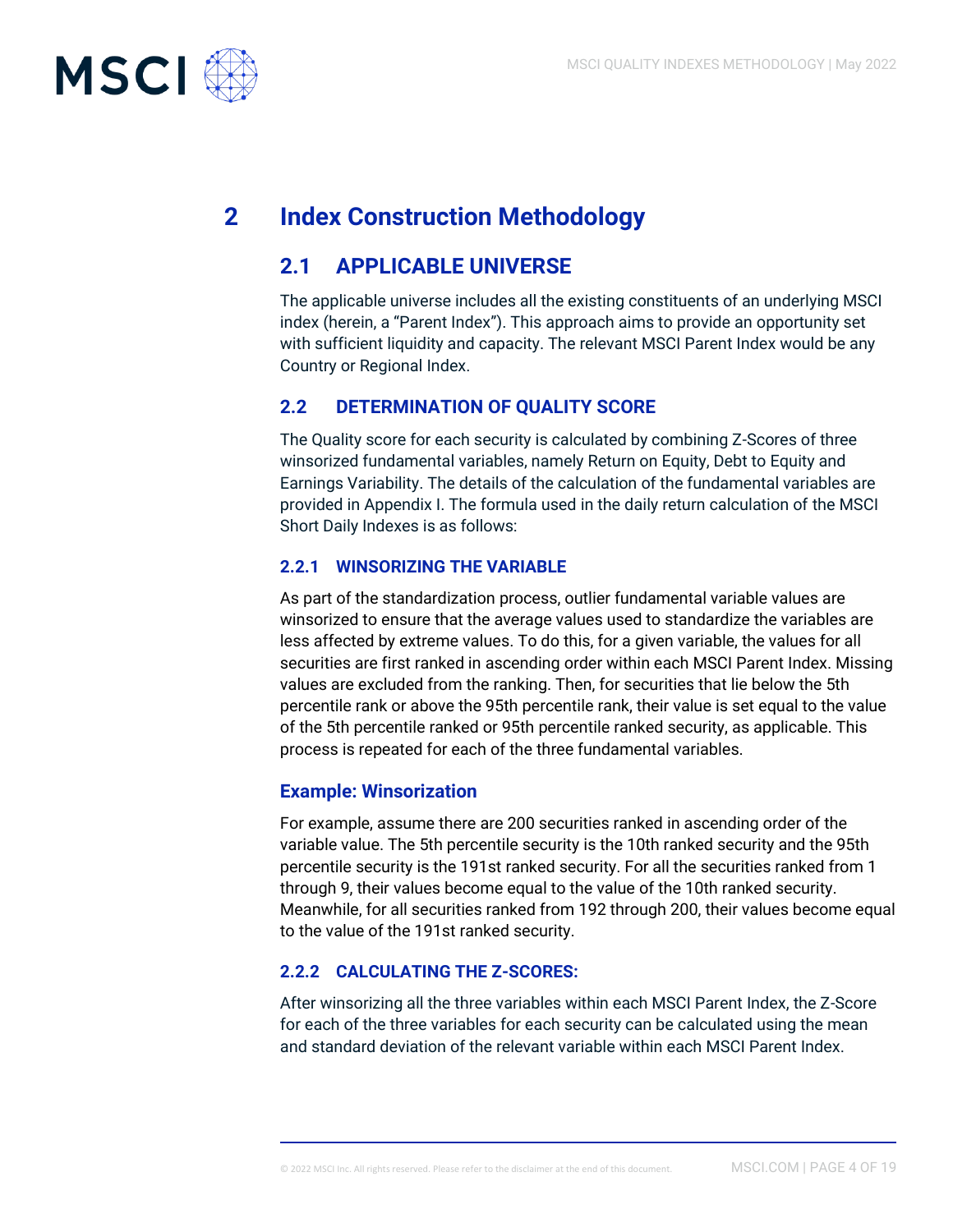# 2 Index Construction Methodology

## 2.1 APPLICABLE UNIVERSE

The applicable universe includes all the existing constituents of an underlying MSCI index (herein, a "Parent Index"). This approach aims to provide an opportunity set with sufficient liquidity and capacity. The relevant MSCI Parent Index would be any Country or Regional Index.

## 2.2 DETERMINATION OF QUALITY SCORE

The Quality score for each security is calculated by combining Z-Scores of three winsorized fundamental variables, namely Return on Equity, Debt to Equity and Earnings Variability. The details of the calculation of the fundamental variables are provided in Appendix I. The formula used in the daily return calculation of the MSCI Short Daily Indexes is as follows:

### 2.2.1 WINSORIZING THE VARIABLE

As part of the standardization process, outlier fundamental variable values are winsorized to ensure that the average values used to standardize the variables are less affected by extreme values. To do this, for a given variable, the values for all securities are first ranked in ascending order within each MSCI Parent Index. Missing values are excluded from the ranking. Then, for securities that lie below the 5th percentile rank or above the 95th percentile rank, their value is set equal to the value of the 5th percentile ranked or 95th percentile ranked security, as applicable. This process is repeated for each of the three fundamental variables.

### Example: Winsorization

For example, assume there are 200 securities ranked in ascending order of the variable value. The 5th percentile security is the 10th ranked security and the 95th percentile security is the 191st ranked security. For all the securities ranked from 1 through 9, their values become equal to the value of the 10th ranked security. Meanwhile, for all securities ranked from 192 through 200, their values become equal to the value of the 191st ranked security.

### 2.2.2 CALCULATING THE Z-SCORES:

After winsorizing all the three variables within each MSCI Parent Index, the Z-Score for each of the three variables for each security can be calculated using the mean and standard deviation of the relevant variable within each MSCI Parent Index.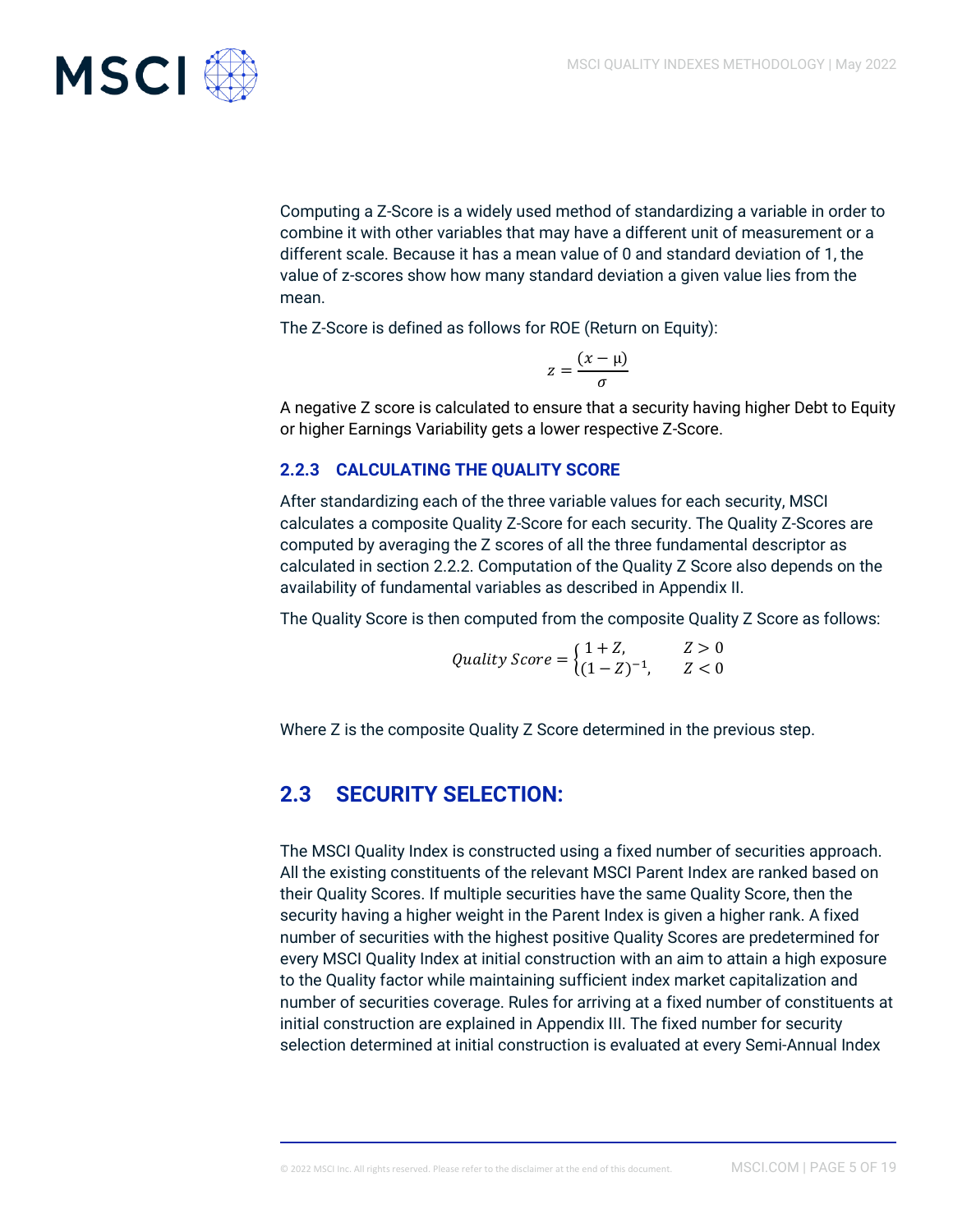Computing a Z-Score is a widely used method of standardizing a variable in order to combine it with other variables that may have a different unit of measurement or a different scale. Because it has a mean value of 0 and standard deviation of 1, the value of z-scores show how many standard deviation a given value lies from the mean.

The Z-Score is defined as follows for ROE (Return on Equity):

$$z = \frac{(x - \mu)}{\sigma}$$

A negative Z score is calculated to ensure that a security having higher Debt to Equity or higher Earnings Variability gets a lower respective Z-Score.

### 2.2.3 CALCULATING THE QUALITY SCORE

After standardizing each of the three variable values for each security, MSCI calculates a composite Quality Z-Score for each security. The Quality Z-Scores are computed by averaging the Z scores of all the three fundamental descriptor as calculated in section 2.2.2. Computation of the Quality Z Score also depends on the availability of fundamental variables as described in Appendix II.

The Quality Score is then computed from the composite Quality Z Score as follows:

$$Quality\ Score = \begin{cases} 1 + Z, & Z > 0 \\ (1 - Z)^{-1}, & Z < 0 \end{cases}$$

Where Z is the composite Quality Z Score determined in the previous step.

## 2.3 SECURITY SELECTION:

The MSCI Quality Index is constructed using a fixed number of securities approach. All the existing constituents of the relevant MSCI Parent Index are ranked based on their Quality Scores. If multiple securities have the same Quality Score, then the security having a higher weight in the Parent Index is given a higher rank. A fixed number of securities with the highest positive Quality Scores are predetermined for every MSCI Quality Index at initial construction with an aim to attain a high exposure to the Quality factor while maintaining sufficient index market capitalization and number of securities coverage. Rules for arriving at a fixed number of constituents at initial construction are explained in Appendix III. The fixed number for security selection determined at initial construction is evaluated at every Semi-Annual Index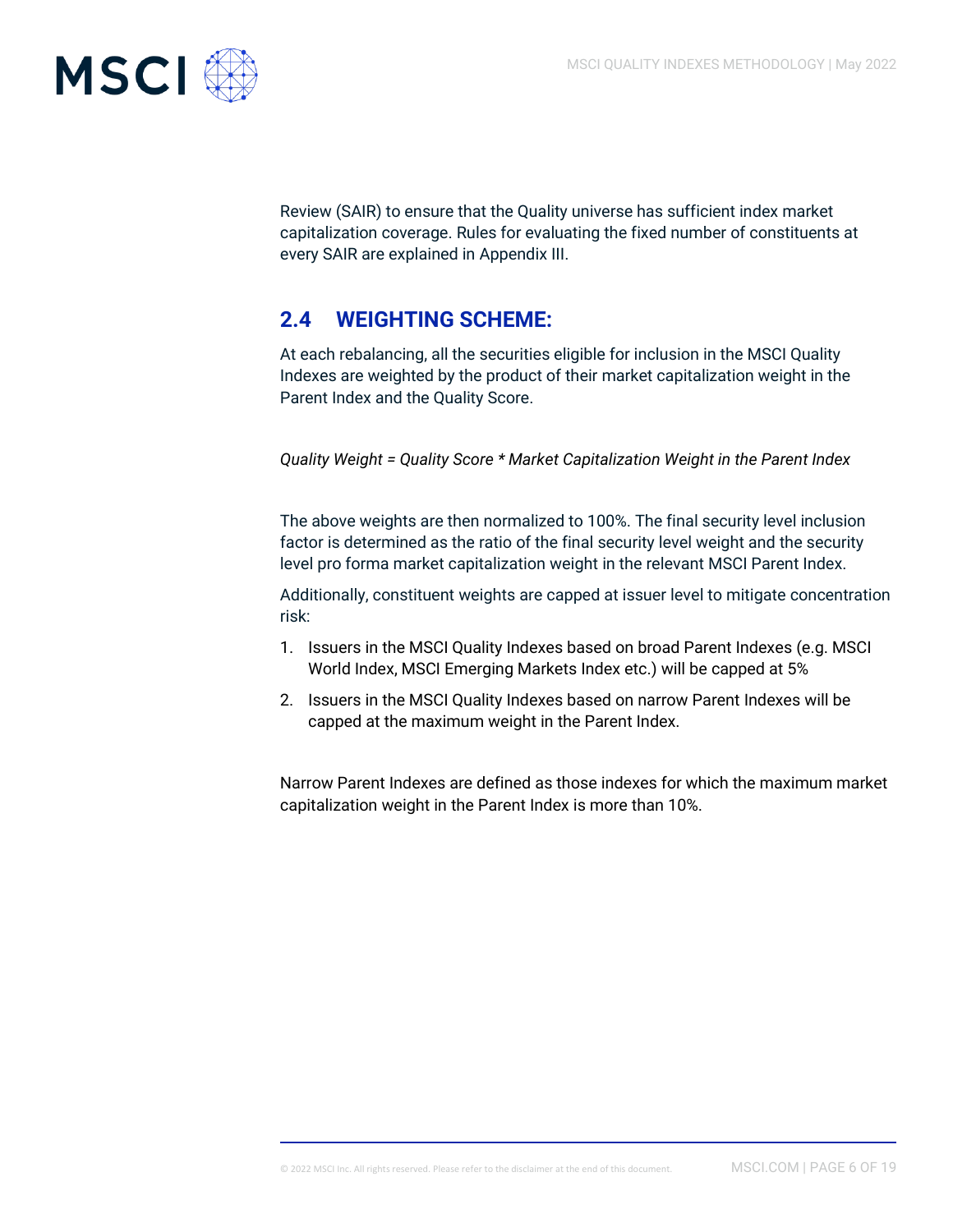Review (SAIR) to ensure that the Quality universe has sufficient index market capitalization coverage. Rules for evaluating the fixed number of constituents at every SAIR are explained in Appendix III.

## 2.4 WEIGHTING SCHEME:

At each rebalancing, all the securities eligible for inclusion in the MSCI Quality Indexes are weighted by the product of their market capitalization weight in the Parent Index and the Quality Score.

*Quality Weight = Quality Score * Market Capitalization Weight in the Parent Index*

The above weights are then normalized to 100%. The final security level inclusion factor is determined as the ratio of the final security level weight and the security level pro forma market capitalization weight in the relevant MSCI Parent Index.

Additionally, constituent weights are capped at issuer level to mitigate concentration risk:

1. Issuers in the MSCI Quality Indexes based on broad Parent Indexes (e.g. MSCI World Index, MSCI Emerging Markets Index etc.) will be capped at 5%
2. Issuers in the MSCI Quality Indexes based on narrow Parent Indexes will be capped at the maximum weight in the Parent Index.

Narrow Parent Indexes are defined as those indexes for which the maximum market capitalization weight in the Parent Index is more than 10%.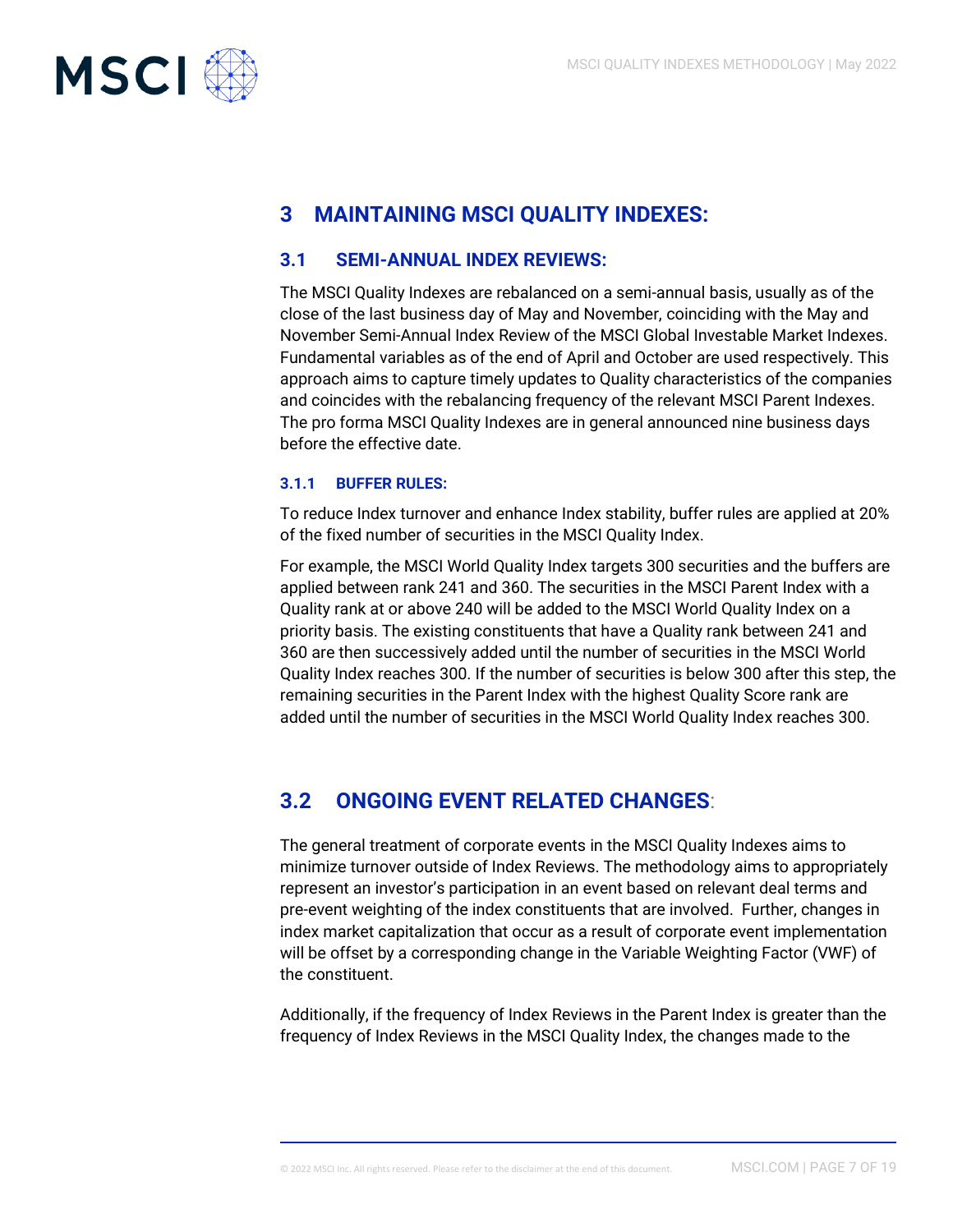# 3 MAINTAINING MSCI QUALITY INDEXES:

## 3.1 SEMI-ANNUAL INDEX REVIEWS:

The MSCI Quality Indexes are rebalanced on a semi-annual basis, usually as of the close of the last business day of May and November, coinciding with the May and November Semi-Annual Index Review of the MSCI Global Investable Market Indexes. Fundamental variables as of the end of April and October are used respectively. This approach aims to capture timely updates to Quality characteristics of the companies and coincides with the rebalancing frequency of the relevant MSCI Parent Indexes. The pro forma MSCI Quality Indexes are in general announced nine business days before the effective date.

### 3.1.1 BUFFER RULES:

To reduce Index turnover and enhance Index stability, buffer rules are applied at 20% of the fixed number of securities in the MSCI Quality Index.

For example, the MSCI World Quality Index targets 300 securities and the buffers are applied between rank 241 and 360. The securities in the MSCI Parent Index with a Quality rank at or above 240 will be added to the MSCI World Quality Index on a priority basis. The existing constituents that have a Quality rank between 241 and 360 are then successively added until the number of securities in the MSCI World Quality Index reaches 300. If the number of securities is below 300 after this step, the remaining securities in the Parent Index with the highest Quality Score rank are added until the number of securities in the MSCI World Quality Index reaches 300.

## 3.2 ONGOING EVENT RELATED CHANGES:

The general treatment of corporate events in the MSCI Quality Indexes aims to minimize turnover outside of Index Reviews. The methodology aims to appropriately represent an investor's participation in an event based on relevant deal terms and pre-event weighting of the index constituents that are involved. Further, changes in index market capitalization that occur as a result of corporate event implementation will be offset by a corresponding change in the Variable Weighting Factor (VWF) of the constituent.

Additionally, if the frequency of Index Reviews in the Parent Index is greater than the frequency of Index Reviews in the MSCI Quality Index, the changes made to the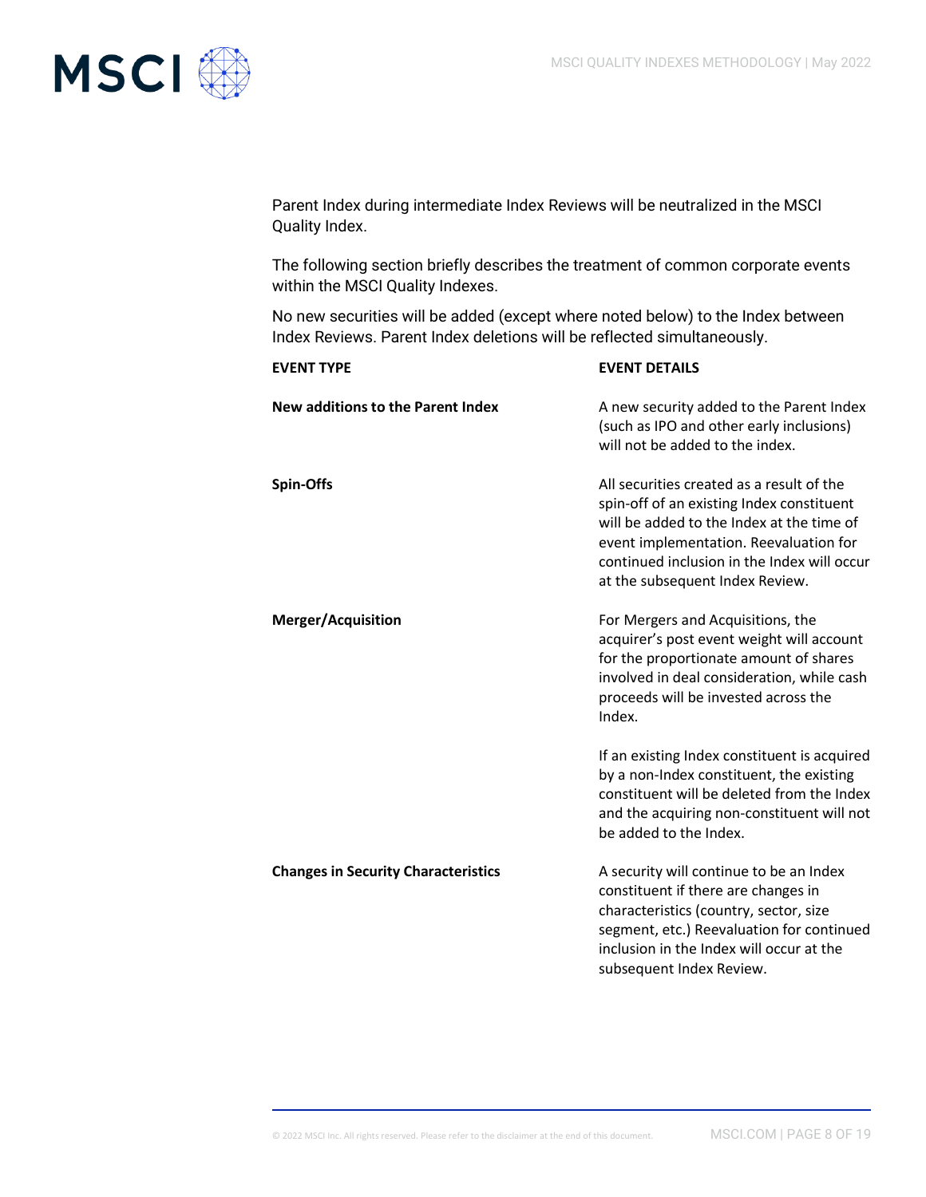Parent Index during intermediate Index Reviews will be neutralized in the MSCI Quality Index.

The following section briefly describes the treatment of common corporate events within the MSCI Quality Indexes.

No new securities will be added (except where noted below) to the Index between Index Reviews. Parent Index deletions will be reflected simultaneously.

| EVENT TYPE | EVENT DETAILS |
|---|---|
| **New additions to the Parent Index** | A new security added to the Parent Index (such as IPO and other early inclusions) will not be added to the index. |
| **Spin-Offs** | All securities created as a result of the spin-off of an existing Index constituent will be added to the Index at the time of event implementation. Reevaluation for continued inclusion in the Index will occur at the subsequent Index Review. |
| **Merger/Acquisition** | For Mergers and Acquisitions, the acquirer's post event weight will account for the proportionate amount of shares involved in deal consideration, while cash proceeds will be invested across the Index.<br><br>If an existing Index constituent is acquired by a non-Index constituent, the existing constituent will be deleted from the Index and the acquiring non-constituent will not be added to the Index. |
| **Changes in Security Characteristics** | A security will continue to be an Index constituent if there are changes in characteristics (country, sector, size segment, etc.) Reevaluation for continued inclusion in the Index will occur at the subsequent Index Review. |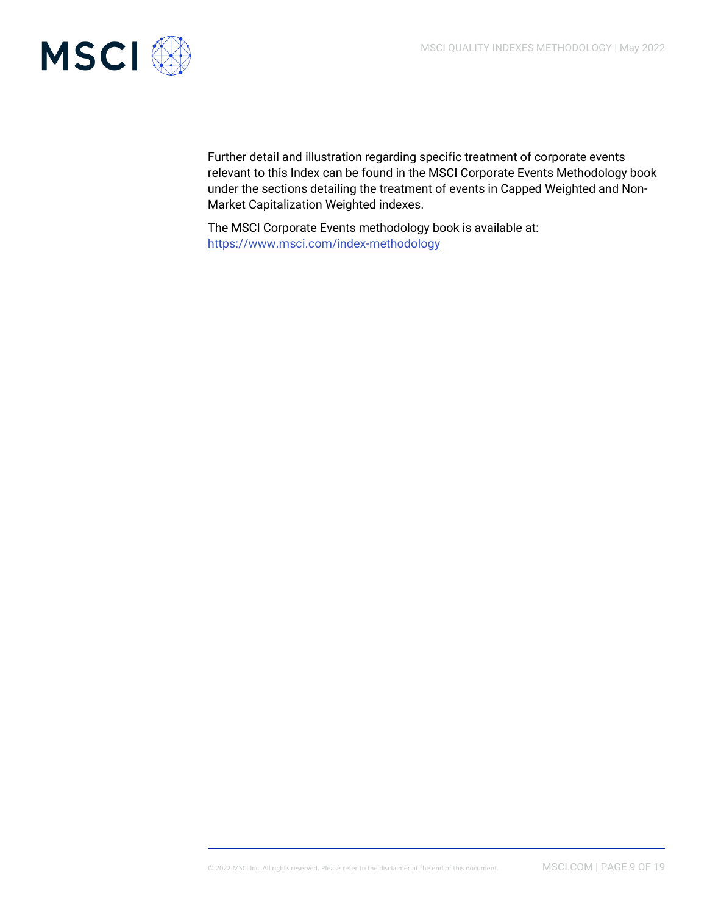Further detail and illustration regarding specific treatment of corporate events relevant to this Index can be found in the MSCI Corporate Events Methodology book under the sections detailing the treatment of events in Capped Weighted and Non-Market Capitalization Weighted indexes.

The MSCI Corporate Events methodology book is available at: https://www.msci.com/index-methodology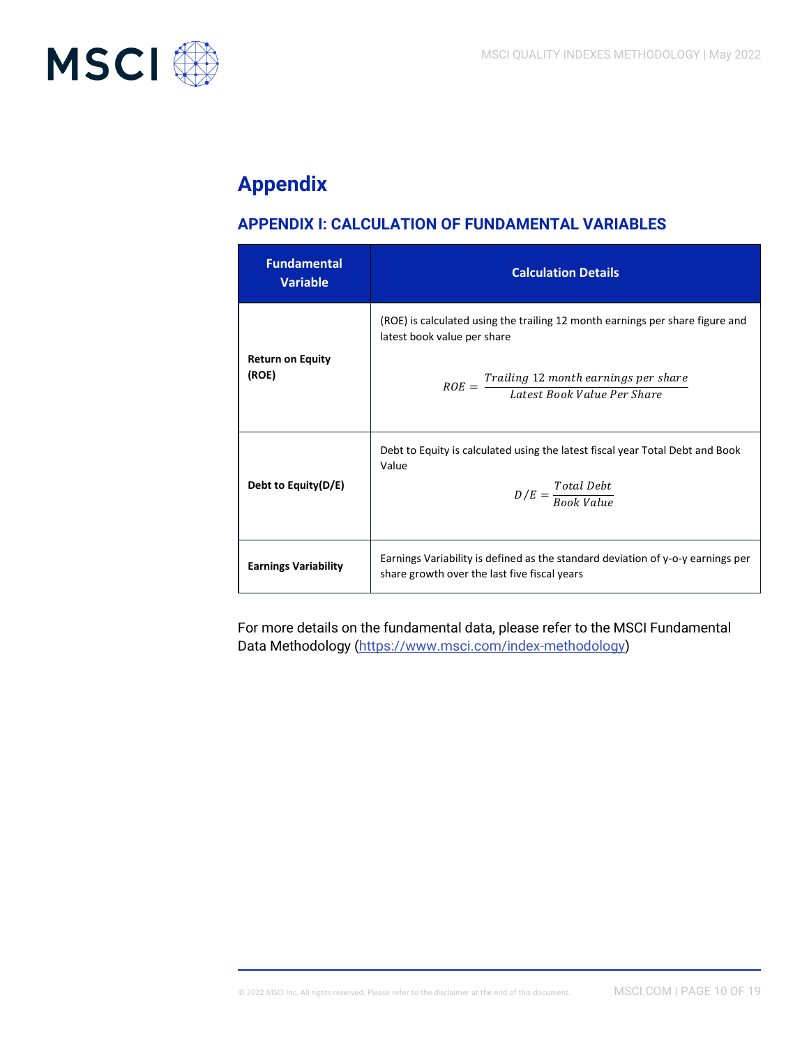# Appendix

## APPENDIX I: CALCULATION OF FUNDAMENTAL VARIABLES

| Fundamental Variable | Calculation Details |
|---|---|
| **Return on Equity (ROE)** | (ROE) is calculated using the trailing 12 month earnings per share figure and latest book value per share $$ROE = \frac{Trailing\ 12\ month\ earnings\ per\ share}{Latest\ Book\ Value\ Per\ Share}$$ |
| **Debt to Equity(D/E)** | Debt to Equity is calculated using the latest fiscal year Total Debt and Book Value $$D/E = \frac{Total\ Debt}{Book\ Value}$$ |
| **Earnings Variability** | Earnings Variability is defined as the standard deviation of y-o-y earnings per share growth over the last five fiscal years |

For more details on the fundamental data, please refer to the MSCI Fundamental Data Methodology (https://www.msci.com/index-methodology)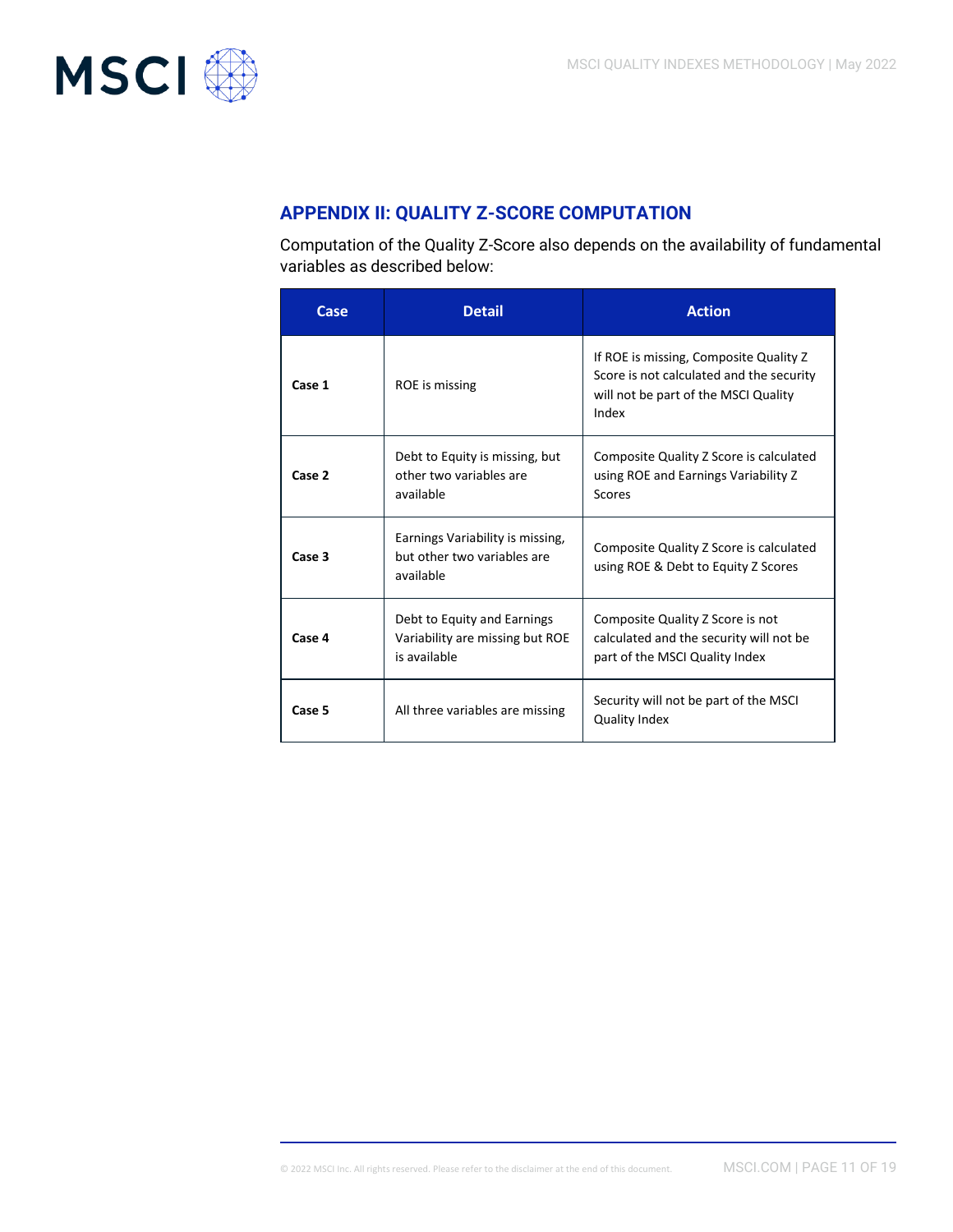## APPENDIX II: QUALITY Z-SCORE COMPUTATION

Computation of the Quality Z-Score also depends on the availability of fundamental variables as described below:

| Case | Detail | Action |
|---|---|---|
| **Case 1** | ROE is missing | If ROE is missing, Composite Quality Z Score is not calculated and the security will not be part of the MSCI Quality Index |
| **Case 2** | Debt to Equity is missing, but other two variables are available | Composite Quality Z Score is calculated using ROE and Earnings Variability Z Scores |
| **Case 3** | Earnings Variability is missing, but other two variables are available | Composite Quality Z Score is calculated using ROE & Debt to Equity Z Scores |
| **Case 4** | Debt to Equity and Earnings Variability are missing but ROE is available | Composite Quality Z Score is not calculated and the security will not be part of the MSCI Quality Index |
| **Case 5** | All three variables are missing | Security will not be part of the MSCI Quality Index |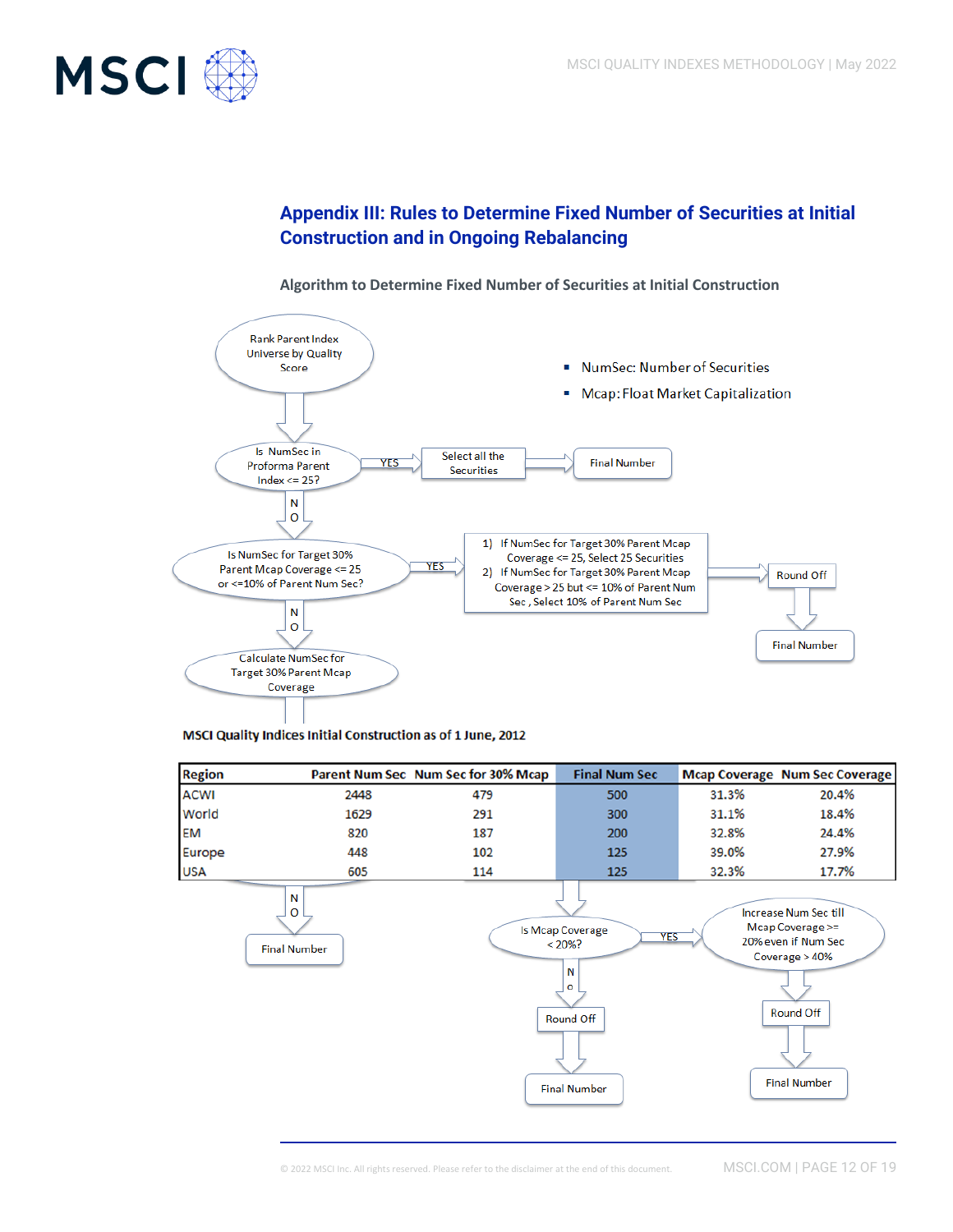## Appendix III: Rules to Determine Fixed Number of Securities at Initial Construction and in Ongoing Rebalancing

### Algorithm to Determine Fixed Number of Securities at Initial Construction

- NumSec: Number of Securities
- Mcap: Float Market Capitalization

Rank Parent Index Universe by Quality Score

Is NumSec in Proforma Parent Index <= 25? — YES → Select all the Securities → Final Number

NO ↓

Is NumSec for Target 30% Parent Mcap Coverage <= 25 or <=10% of Parent Num Sec? — YES →

1) If NumSec for Target 30% Parent Mcap Coverage <= 25, Select 25 Securities
2) If NumSec for Target 30% Parent Mcap Coverage > 25 but <= 10% of Parent Num Sec , Select 10% of Parent Num Sec

→ Round Off → Final Number

NO ↓

Calculate NumSec for Target 30% Parent Mcap Coverage

**MSCI Quality Indices Initial Construction as of 1 June, 2012**

| Region | Parent Num Sec | Num Sec for 30% Mcap | Final Num Sec | Mcap Coverage | Num Sec Coverage |
|---|---|---|---|---|---|
| ACWI | 2448 | 479 | 500 | 31.3% | 20.4% |
| World | 1629 | 291 | 300 | 31.1% | 18.4% |
| EM | 820 | 187 | 200 | 32.8% | 24.4% |
| Europe | 448 | 102 | 125 | 39.0% | 27.9% |
| USA | 605 | 114 | 125 | 32.3% | 17.7% |

NO → Final Number

Is Mcap Coverage < 20%? — YES → Increase Num Sec till Mcap Coverage >= 20% even if Num Sec Coverage > 40% → Round Off → Final Number

NO → Round Off → Final Number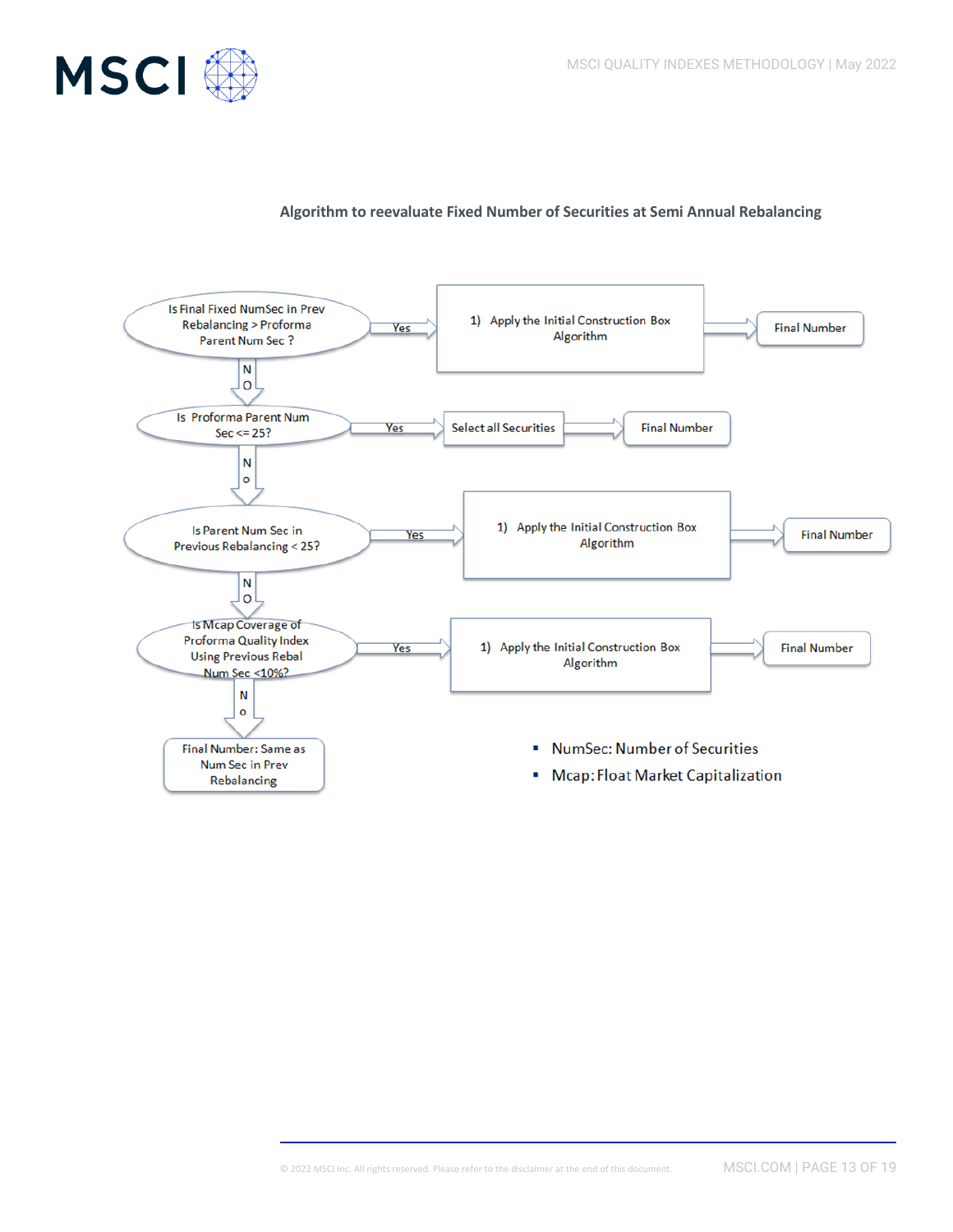**Algorithm to reevaluate Fixed Number of Securities at Semi Annual Rebalancing**

- Is Final Fixed NumSec in Prev Rebalancing > Proforma Parent Num Sec ?
  - Yes → 1) Apply the Initial Construction Box Algorithm → Final Number
  - No ↓
- Is Proforma Parent Num Sec <= 25?
  - Yes → Select all Securities → Final Number
  - No ↓
- Is Parent Num Sec in Previous Rebalancing < 25?
  - Yes → 1) Apply the Initial Construction Box Algorithm → Final Number
  - No ↓
- Is Mcap Coverage of Proforma Quality Index Using Previous Rebal Num Sec <10%?
  - Yes → 1) Apply the Initial Construction Box Algorithm → Final Number
  - No → Final Number: Same as Num Sec in Prev Rebalancing

- NumSec: Number of Securities
- Mcap: Float Market Capitalization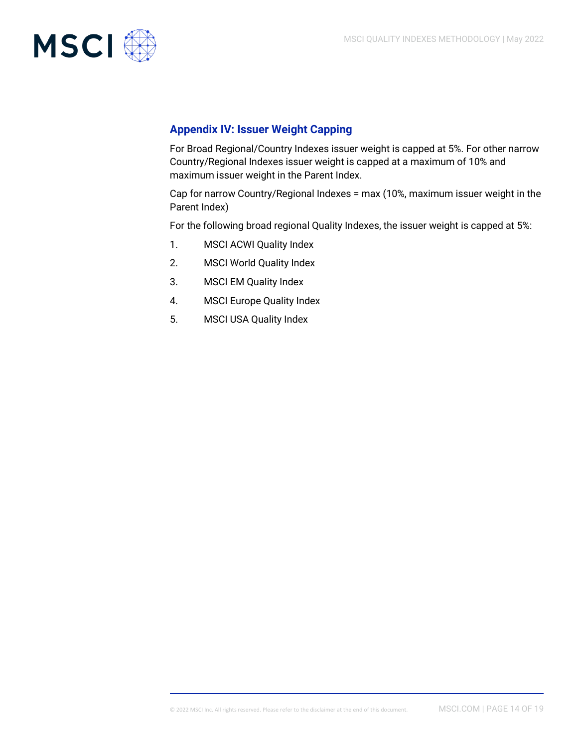## Appendix IV: Issuer Weight Capping

For Broad Regional/Country Indexes issuer weight is capped at 5%. For other narrow Country/Regional Indexes issuer weight is capped at a maximum of 10% and maximum issuer weight in the Parent Index.

Cap for narrow Country/Regional Indexes = max (10%, maximum issuer weight in the Parent Index)

For the following broad regional Quality Indexes, the issuer weight is capped at 5%:

1. MSCI ACWI Quality Index
2. MSCI World Quality Index
3. MSCI EM Quality Index
4. MSCI Europe Quality Index
5. MSCI USA Quality Index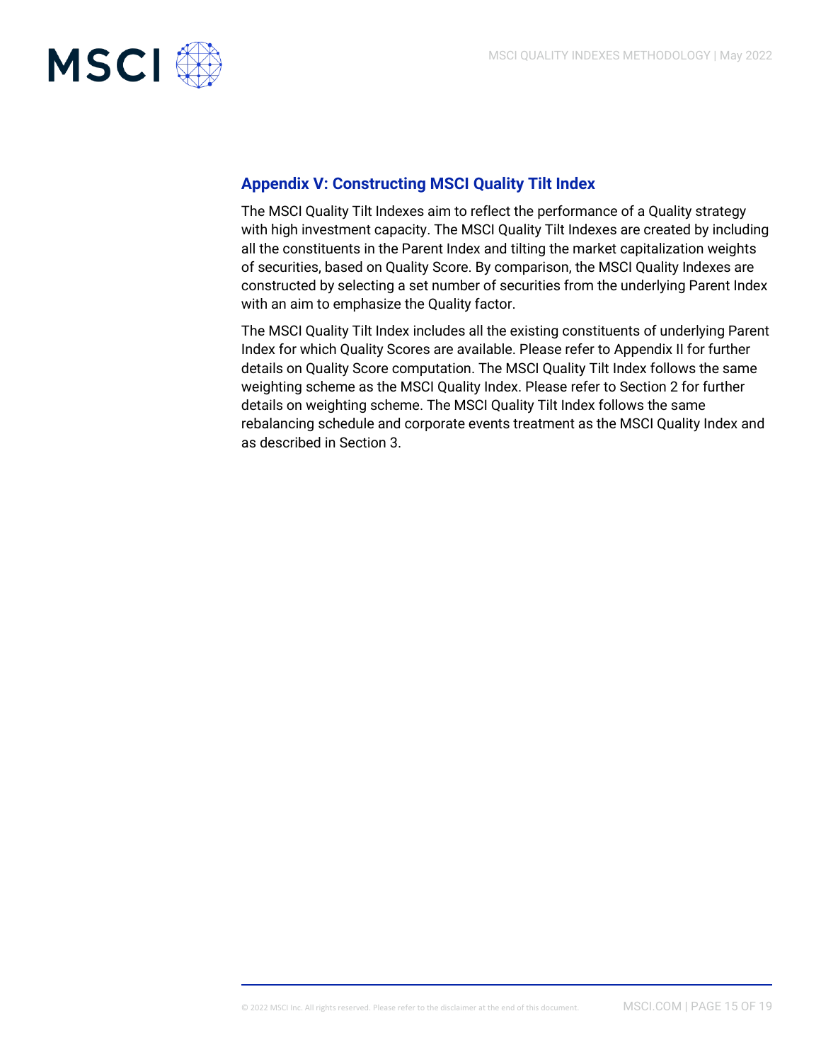## Appendix V: Constructing MSCI Quality Tilt Index

The MSCI Quality Tilt Indexes aim to reflect the performance of a Quality strategy with high investment capacity. The MSCI Quality Tilt Indexes are created by including all the constituents in the Parent Index and tilting the market capitalization weights of securities, based on Quality Score. By comparison, the MSCI Quality Indexes are constructed by selecting a set number of securities from the underlying Parent Index with an aim to emphasize the Quality factor.

The MSCI Quality Tilt Index includes all the existing constituents of underlying Parent Index for which Quality Scores are available. Please refer to Appendix II for further details on Quality Score computation. The MSCI Quality Tilt Index follows the same weighting scheme as the MSCI Quality Index. Please refer to Section 2 for further details on weighting scheme. The MSCI Quality Tilt Index follows the same rebalancing schedule and corporate events treatment as the MSCI Quality Index and as described in Section 3.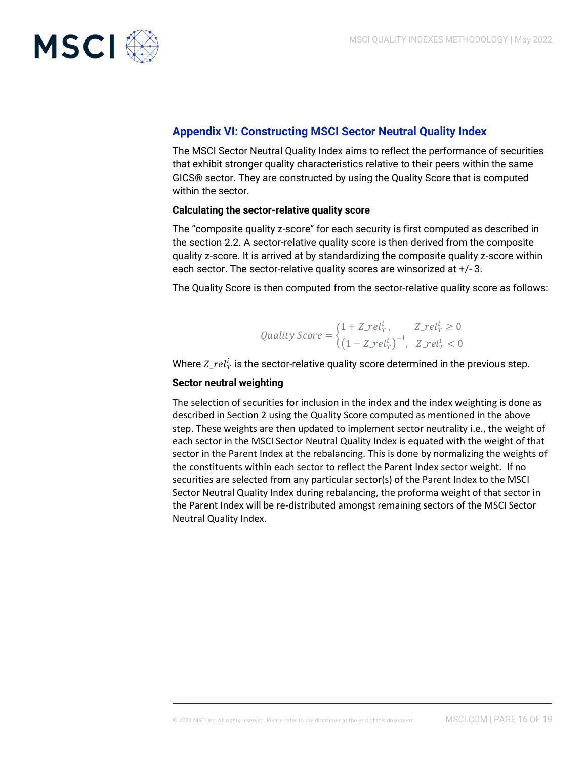## Appendix VI: Constructing MSCI Sector Neutral Quality Index

The MSCI Sector Neutral Quality Index aims to reflect the performance of securities that exhibit stronger quality characteristics relative to their peers within the same GICS® sector. They are constructed by using the Quality Score that is computed within the sector.

**Calculating the sector-relative quality score**

The "composite quality z-score" for each security is first computed as described in the section 2.2. A sector-relative quality score is then derived from the composite quality z-score. It is arrived at by standardizing the composite quality z-score within each sector. The sector-relative quality scores are winsorized at +/- 3.

The Quality Score is then computed from the sector-relative quality score as follows:

$$Quality\ Score = \begin{cases} 1 + Z\_rel_T^i, & Z\_rel_T^i \geq 0 \\ \left(1 - Z\_rel_T^i\right)^{-1}, & Z\_rel_T^i < 0 \end{cases}$$

Where $Z\_rel_T^i$ is the sector-relative quality score determined in the previous step.

**Sector neutral weighting**

The selection of securities for inclusion in the index and the index weighting is done as described in Section 2 using the Quality Score computed as mentioned in the above step. These weights are then updated to implement sector neutrality i.e., the weight of each sector in the MSCI Sector Neutral Quality Index is equated with the weight of that sector in the Parent Index at the rebalancing. This is done by normalizing the weights of the constituents within each sector to reflect the Parent Index sector weight. If no securities are selected from any particular sector(s) of the Parent Index to the MSCI Sector Neutral Quality Index during rebalancing, the proforma weight of that sector in the Parent Index will be re-distributed amongst remaining sectors of the MSCI Sector Neutral Quality Index.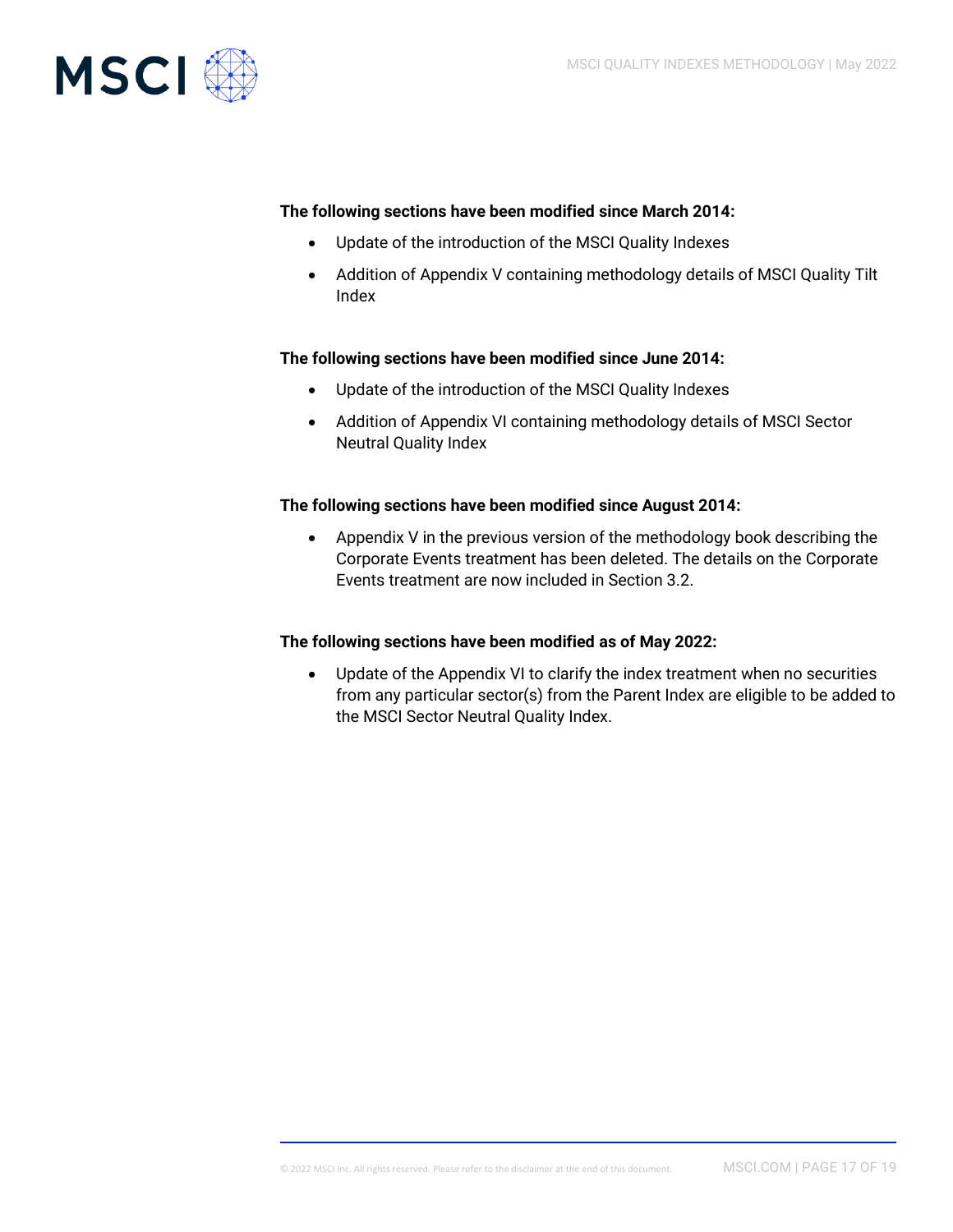**The following sections have been modified since March 2014:**

- Update of the introduction of the MSCI Quality Indexes
- Addition of Appendix V containing methodology details of MSCI Quality Tilt Index

**The following sections have been modified since June 2014:**

- Update of the introduction of the MSCI Quality Indexes
- Addition of Appendix VI containing methodology details of MSCI Sector Neutral Quality Index

**The following sections have been modified since August 2014:**

- Appendix V in the previous version of the methodology book describing the Corporate Events treatment has been deleted. The details on the Corporate Events treatment are now included in Section 3.2.

**The following sections have been modified as of May 2022:**

- Update of the Appendix VI to clarify the index treatment when no securities from any particular sector(s) from the Parent Index are eligible to be added to the MSCI Sector Neutral Quality Index.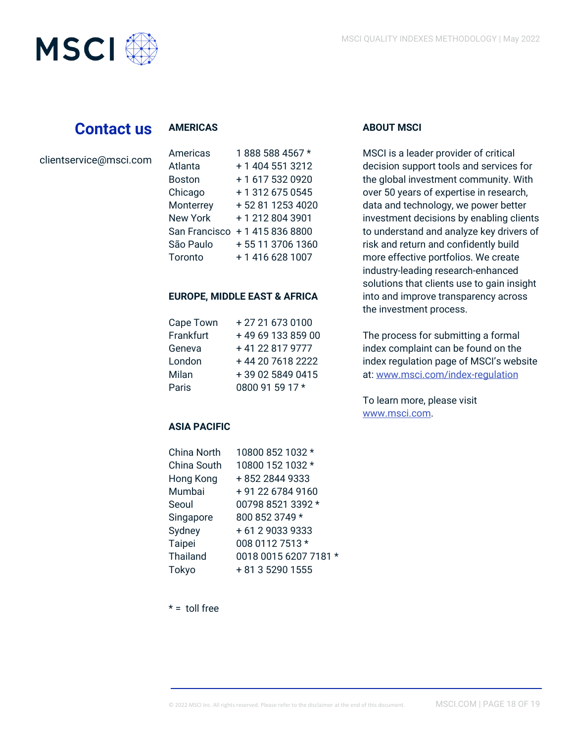# Contact us

clientservice@msci.com

**AMERICAS**

| | |
|---|---|
| Americas | 1 888 588 4567 * |
| Atlanta | + 1 404 551 3212 |
| Boston | + 1 617 532 0920 |
| Chicago | + 1 312 675 0545 |
| Monterrey | + 52 81 1253 4020 |
| New York | + 1 212 804 3901 |
| San Francisco | + 1 415 836 8800 |
| São Paulo | + 55 11 3706 1360 |
| Toronto | + 1 416 628 1007 |

**EUROPE, MIDDLE EAST & AFRICA**

| | |
|---|---|
| Cape Town | + 27 21 673 0100 |
| Frankfurt | + 49 69 133 859 00 |
| Geneva | + 41 22 817 9777 |
| London | + 44 20 7618 2222 |
| Milan | + 39 02 5849 0415 |
| Paris | 0800 91 59 17 * |

**ASIA PACIFIC**

| | |
|---|---|
| China North | 10800 852 1032 * |
| China South | 10800 152 1032 * |
| Hong Kong | + 852 2844 9333 |
| Mumbai | + 91 22 6784 9160 |
| Seoul | 00798 8521 3392 * |
| Singapore | 800 852 3749 * |
| Sydney | + 61 2 9033 9333 |
| Taipei | 008 0112 7513 * |
| Thailand | 0018 0015 6207 7181 * |
| Tokyo | + 81 3 5290 1555 |

* = toll free

**ABOUT MSCI**

MSCI is a leader provider of critical decision support tools and services for the global investment community. With over 50 years of expertise in research, data and technology, we power better investment decisions by enabling clients to understand and analyze key drivers of risk and return and confidently build more effective portfolios. We create industry-leading research-enhanced solutions that clients use to gain insight into and improve transparency across the investment process.

The process for submitting a formal index complaint can be found on the index regulation page of MSCI's website at: www.msci.com/index-regulation

To learn more, please visit www.msci.com.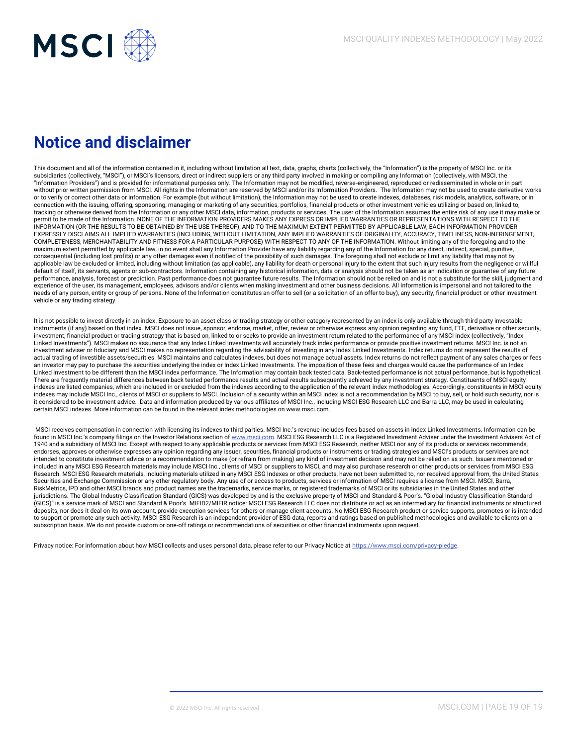## Notice and disclaimer

This document and all of the information contained in it, including without limitation all text, data, graphs, charts (collectively, the "Information") is the property of MSCI Inc. or its subsidiaries (collectively, "MSCI"), or MSCI's licensors, direct or indirect suppliers or any third party involved in making or compiling any Information (collectively, with MSCI, the "Information Providers") and is provided for informational purposes only. The Information may not be modified, reverse-engineered, reproduced or redisseminated in whole or in part without prior written permission from MSCI. All rights in the Information are reserved by MSCI and/or its Information Providers. The Information may not be used to create derivative works or to verify or correct other data or information. For example (but without limitation), the Information may not be used to create indexes, databases, risk models, analytics, software, or in connection with the issuing, offering, sponsoring, managing or marketing of any securities, portfolios, financial products or other investment vehicles utilizing or based on, linked to, tracking or otherwise derived from the Information or any other MSCI data, information, products or services. The user of the Information assumes the entire risk of any use it may make or permit to be made of the Information. NONE OF THE INFORMATION PROVIDERS MAKES ANY EXPRESS OR IMPLIED WARRANTIES OR REPRESENTATIONS WITH RESPECT TO THE INFORMATION (OR THE RESULTS TO BE OBTAINED BY THE USE THEREOF), AND TO THE MAXIMUM EXTENT PERMITTED BY APPLICABLE LAW, EACH INFORMATION PROVIDER EXPRESSLY DISCLAIMS ALL IMPLIED WARRANTIES (INCLUDING, WITHOUT LIMITATION, ANY IMPLIED WARRANTIES OF ORIGINALITY, ACCURACY, TIMELINESS, NON-INFRINGEMENT, COMPLETENESS, MERCHANTABILITY AND FITNESS FOR A PARTICULAR PURPOSE) WITH RESPECT TO ANY OF THE INFORMATION. Without limiting any of the foregoing and to the maximum extent permitted by applicable law, in no event shall any Information Provider have any liability regarding any of the Information for any direct, indirect, special, punitive, consequential (including lost profits) or any other damages even if notified of the possibility of such damages. The foregoing shall not exclude or limit any liability that may not by applicable law be excluded or limited, including without limitation (as applicable), any liability for death or personal injury to the extent that such injury results from the negligence or willful default of itself, its servants, agents or sub-contractors. Information containing any historical information, data or analysis should not be taken as an indication or guarantee of any future performance, analysis, forecast or prediction. Past performance does not guarantee future results. The Information should not be relied on and is not a substitute for the skill, judgment and experience of the user, its management, employees, advisors and/or clients when making investment and other business decisions. All Information is impersonal and not tailored to the needs of any person, entity or group of persons. None of the Information constitutes an offer to sell (or a solicitation of an offer to buy), any security, financial product or other investment vehicle or any trading strategy.

It is not possible to invest directly in an index. Exposure to an asset class or trading strategy or other category represented by an index is only available through third party investable instruments (if any) based on that index. MSCI does not issue, sponsor, endorse, market, offer, review or otherwise express any opinion regarding any fund, ETF, derivative or other security, investment, financial product or trading strategy that is based on, linked to or seeks to provide an investment return related to the performance of any MSCI index (collectively, "Index Linked Investments"). MSCI makes no assurance that any Index Linked Investments will accurately track index performance or provide positive investment returns. MSCI Inc. is not an investment adviser or fiduciary and MSCI makes no representation regarding the advisability of investing in any Index Linked Investments. Index returns do not represent the results of actual trading of investible assets/securities. MSCI maintains and calculates indexes, but does not manage actual assets. Index returns do not reflect payment of any sales charges or fees an investor may pay to purchase the securities underlying the index or Index Linked Investments. The imposition of these fees and charges would cause the performance of an Index Linked Investment to be different than the MSCI index performance. The Information may contain back tested data. Back-tested performance is not actual performance, but is hypothetical. There are frequently material differences between back tested performance results and actual results subsequently achieved by any investment strategy. Constituents of MSCI equity indexes are listed companies, which are included in or excluded from the indexes according to the application of the relevant index methodologies. Accordingly, constituents in MSCI equity indexes may include MSCI Inc., clients of MSCI or suppliers to MSCI. Inclusion of a security within an MSCI index is not a recommendation by MSCI to buy, sell, or hold such security, nor is it considered to be investment advice. Data and information produced by various affiliates of MSCI Inc., including MSCI ESG Research LLC and Barra LLC, may be used in calculating certain MSCI indexes. More information can be found in the relevant index methodologies on www.msci.com.

MSCI receives compensation in connection with licensing its indexes to third parties. MSCI Inc.'s revenue includes fees based on assets in Index Linked Investments. Information can be found in MSCI Inc.'s company filings on the Investor Relations section of [www.msci.com](www.msci.com). MSCI ESG Research LLC is a Registered Investment Adviser under the Investment Advisers Act of 1940 and a subsidiary of MSCI Inc. Except with respect to any applicable products or services from MSCI ESG Research, neither MSCI nor any of its products or services recommends, endorses, approves or otherwise expresses any opinion regarding any issuer, securities, financial products or instruments or trading strategies and MSCI's products or services are not intended to constitute investment advice or a recommendation to make (or refrain from making) any kind of investment decision and may not be relied on as such. Issuers mentioned or included in any MSCI ESG Research materials may include MSCI Inc., clients of MSCI or suppliers to MSCI, and may also purchase research or other products or services from MSCI ESG Research. MSCI ESG Research materials, including materials utilized in any MSCI ESG Indexes or other products, have not been submitted to, nor received approval from, the United States Securities and Exchange Commission or any other regulatory body. Any use of or access to products, services or information of MSCI requires a license from MSCI. MSCI, Barra, RiskMetrics, IPD and other MSCI brands and product names are the trademarks, service marks, or registered trademarks of MSCI or its subsidiaries in the United States and other jurisdictions. The Global Industry Classification Standard (GICS) was developed by and is the exclusive property of MSCI and Standard & Poor's. "Global Industry Classification Standard (GICS)" is a service mark of MSCI and Standard & Poor's. MIFID2/MIFIR notice: MSCI ESG Research LLC does not distribute or act as an intermediary for financial instruments or structured deposits, nor does it deal on its own account, provide execution services for others or manage client accounts. No MSCI ESG Research product or service supports, promotes or is intended to support or promote any such activity. MSCI ESG Research is an independent provider of ESG data, reports and ratings based on published methodologies and available to clients on a subscription basis. We do not provide custom or one-off ratings or recommendations of securities or other financial instruments upon request.

Privacy notice: For information about how MSCI collects and uses personal data, please refer to our Privacy Notice at [https://www.msci.com/privacy-pledge](https://www.msci.com/privacy-pledge).